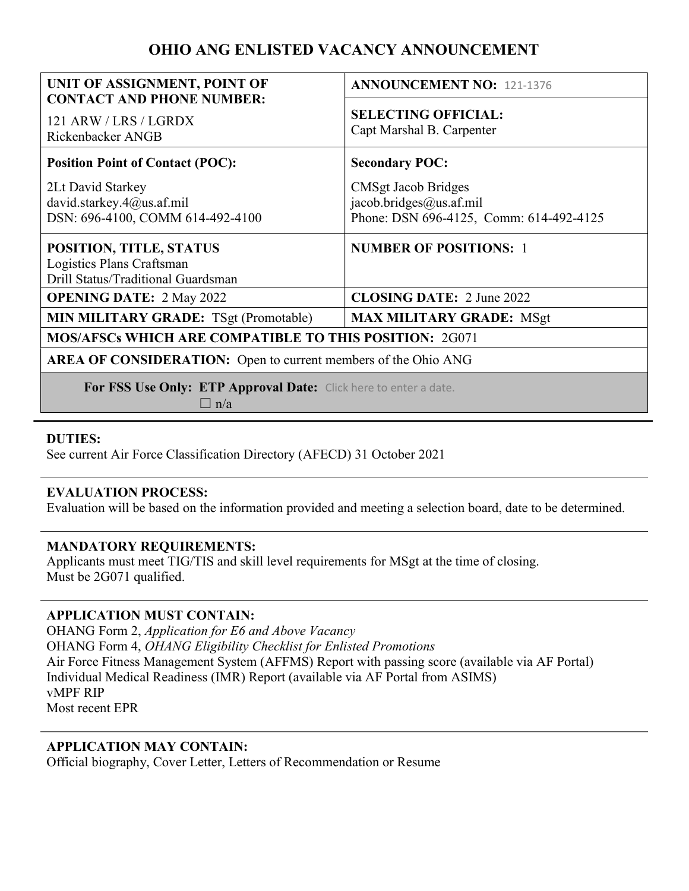# OHIO ANG ENLISTED VACANCY ANNOUNCEMENT

| **UNIT OF ASSIGNMENT, POINT OF CONTACT AND PHONE NUMBER:**<br>121 ARW / LRS / LGRDX<br>Rickenbacker ANGB | **ANNOUNCEMENT NO:** 121-1376<br>**SELECTING OFFICIAL:**<br>Capt Marshal B. Carpenter |
|---|---|
| **Position Point of Contact (POC):**<br>2Lt David Starkey<br>david.starkey.4@us.af.mil<br>DSN: 696-4100, COMM 614-492-4100 | **Secondary POC:**<br>CMSgt Jacob Bridges<br>jacob.bridges@us.af.mil<br>Phone: DSN 696-4125, Comm: 614-492-4125 |
| **POSITION, TITLE, STATUS**<br>Logistics Plans Craftsman<br>Drill Status/Traditional Guardsman | **NUMBER OF POSITIONS:** 1 |
| **OPENING DATE:** 2 May 2022 | **CLOSING DATE:** 2 June 2022 |
| **MIN MILITARY GRADE:** TSgt (Promotable) | **MAX MILITARY GRADE:** MSgt |
| **MOS/AFSCs WHICH ARE COMPATIBLE TO THIS POSITION:** 2G071 | |
| **AREA OF CONSIDERATION:** Open to current members of the Ohio ANG | |
| **For FSS Use Only: ETP Approval Date:** Click here to enter a date.<br>☐ n/a | |

**DUTIES:**
See current Air Force Classification Directory (AFECD) 31 October 2021

**EVALUATION PROCESS:**
Evaluation will be based on the information provided and meeting a selection board, date to be determined.

**MANDATORY REQUIREMENTS:**
Applicants must meet TIG/TIS and skill level requirements for MSgt at the time of closing.
Must be 2G071 qualified.

**APPLICATION MUST CONTAIN:**
OHANG Form 2, *Application for E6 and Above Vacancy*
OHANG Form 4, *OHANG Eligibility Checklist for Enlisted Promotions*
Air Force Fitness Management System (AFFMS) Report with passing score (available via AF Portal)
Individual Medical Readiness (IMR) Report (available via AF Portal from ASIMS)
vMPF RIP
Most recent EPR

**APPLICATION MAY CONTAIN:**
Official biography, Cover Letter, Letters of Recommendation or Resume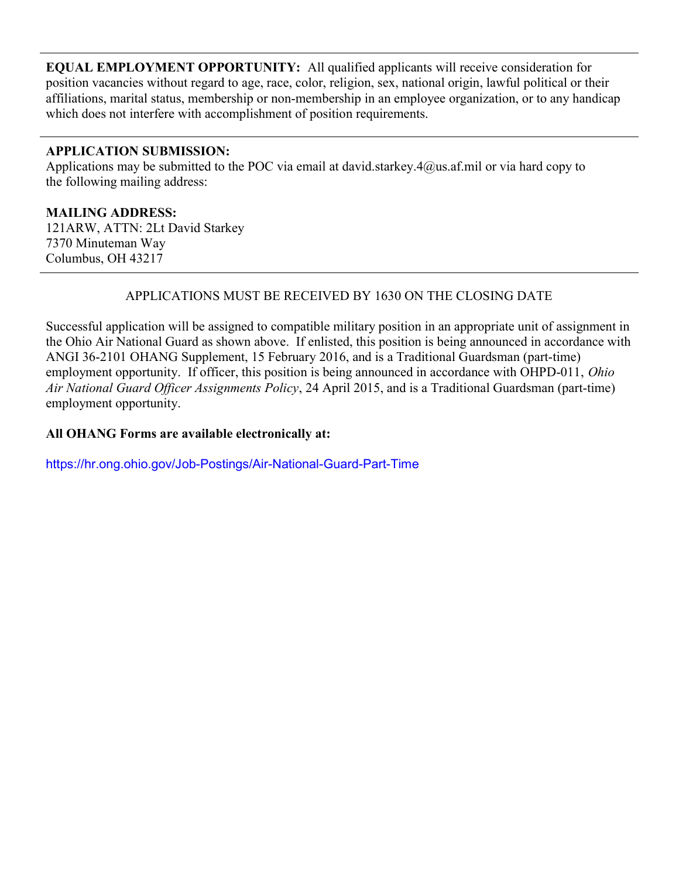**EQUAL EMPLOYMENT OPPORTUNITY:** All qualified applicants will receive consideration for position vacancies without regard to age, race, color, religion, sex, national origin, lawful political or their affiliations, marital status, membership or non-membership in an employee organization, or to any handicap which does not interfere with accomplishment of position requirements.

---

**APPLICATION SUBMISSION:**
Applications may be submitted to the POC via email at david.starkey.4@us.af.mil or via hard copy to the following mailing address:

**MAILING ADDRESS:**
121ARW, ATTN: 2Lt David Starkey
7370 Minuteman Way
Columbus, OH 43217

---

APPLICATIONS MUST BE RECEIVED BY 1630 ON THE CLOSING DATE

Successful application will be assigned to compatible military position in an appropriate unit of assignment in the Ohio Air National Guard as shown above. If enlisted, this position is being announced in accordance with ANGI 36-2101 OHANG Supplement, 15 February 2016, and is a Traditional Guardsman (part-time) employment opportunity. If officer, this position is being announced in accordance with OHPD-011, *Ohio Air National Guard Officer Assignments Policy*, 24 April 2015, and is a Traditional Guardsman (part-time) employment opportunity.

**All OHANG Forms are available electronically at:**

https://hr.ong.ohio.gov/Job-Postings/Air-National-Guard-Part-Time